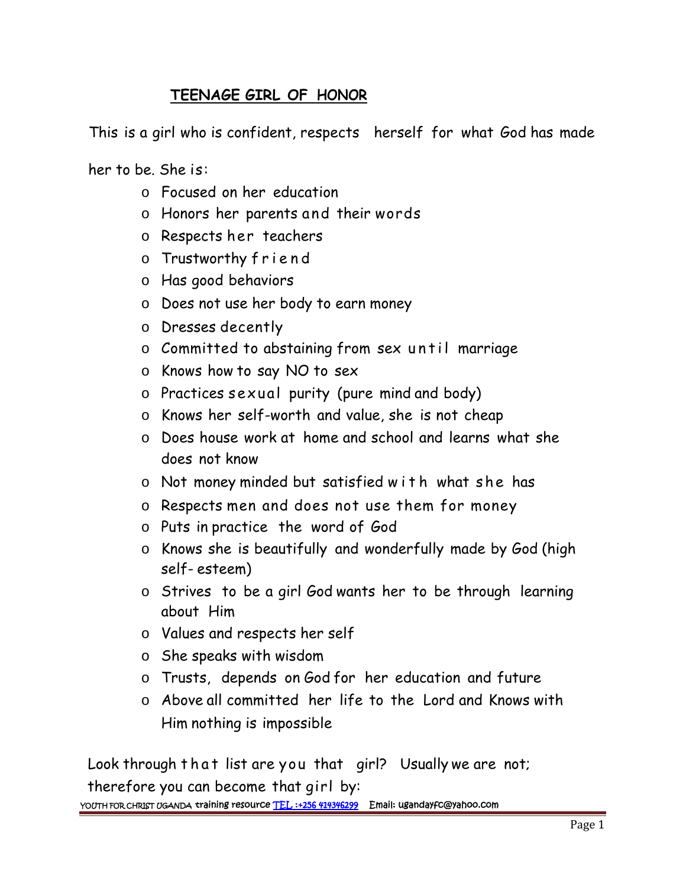## TEENAGE GIRL OF HONOR

This is a girl who is confident, respects herself for what God has made her to be. She is:

- Focused on her education
- Honors her parents and their words
- Respects her teachers
- Trustworthy friend
- Has good behaviors
- Does not use her body to earn money
- Dresses decently
- Committed to abstaining from sex until marriage
- Knows how to say NO to sex
- Practices sexual purity (pure mind and body)
- Knows her self-worth and value, she is not cheap
- Does house work at home and school and learns what she does not know
- Not money minded but satisfied with what she has
- Respects men and does not use them for money
- Puts in practice the word of God
- Knows she is beautifully and wonderfully made by God (high self- esteem)
- Strives to be a girl God wants her to be through learning about Him
- Values and respects her self
- She speaks with wisdom
- Trusts, depends on God for her education and future
- Above all committed her life to the Lord and Knows with Him nothing is impossible

Look through that list are you that girl? Usually we are not; therefore you can become that girl by:

YOUTH FOR CHRIST UGANDA training resource TEL :+256 414346299 Email: ugandayfc@yahoo.com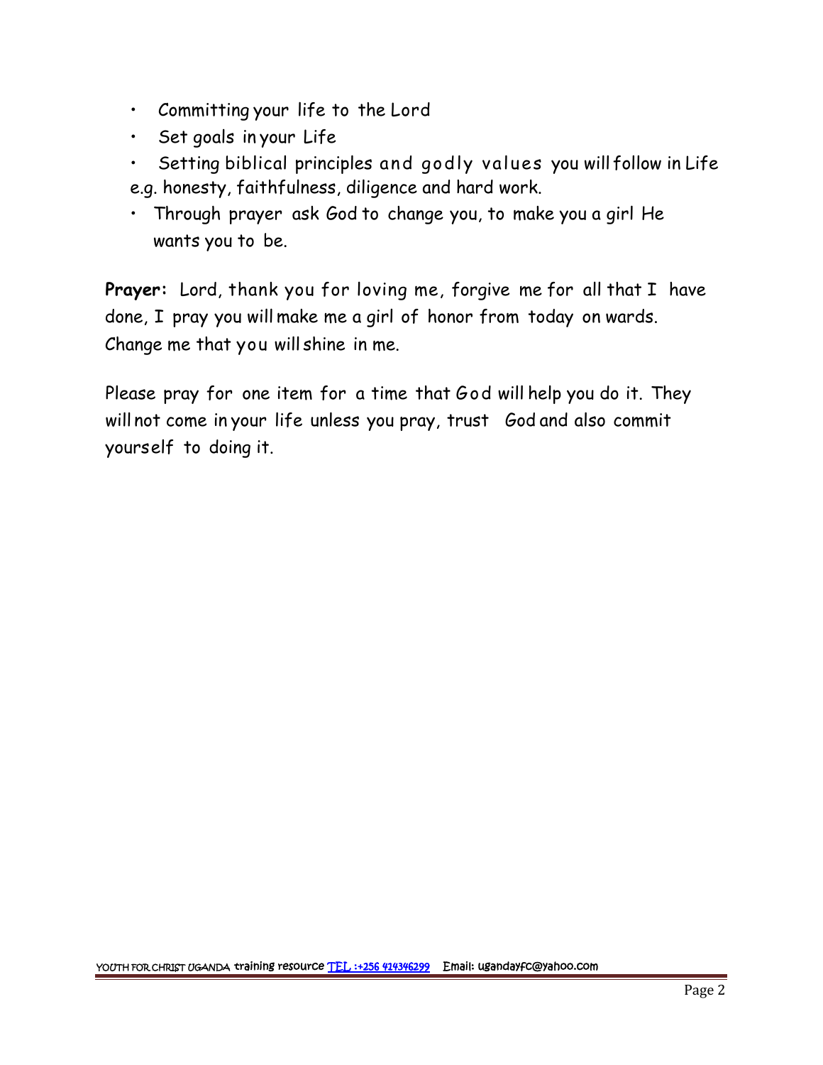- Committing your life to the Lord
- Set goals in your Life
- Setting biblical principles and godly values you will follow in Life e.g. honesty, faithfulness, diligence and hard work.
- Through prayer ask God to change you, to make you a girl He wants you to be.

**Prayer:** Lord, thank you for loving me, forgive me for all that I have done, I pray you will make me a girl of honor from today on wards. Change me that you will shine in me.

Please pray for one item for a time that God will help you do it. They will not come in your life unless you pray, trust God and also commit yourself to doing it.